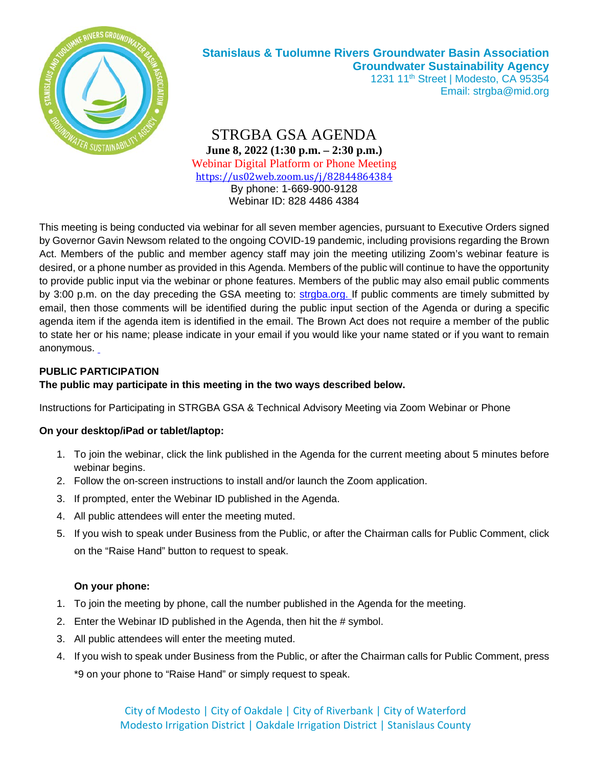**Stanislaus & Tuolumne Rivers Groundwater Basin Association**
**Groundwater Sustainability Agency**
1231 11th Street | Modesto, CA 95354
Email: strgba@mid.org

# STRGBA GSA AGENDA

**June 8, 2022 (1:30 p.m. – 2:30 p.m.)**

Webinar Digital Platform or Phone Meeting

https://us02web.zoom.us/j/82844864384

By phone: 1-669-900-9128

Webinar ID: 828 4486 4384

This meeting is being conducted via webinar for all seven member agencies, pursuant to Executive Orders signed by Governor Gavin Newsom related to the ongoing COVID-19 pandemic, including provisions regarding the Brown Act. Members of the public and member agency staff may join the meeting utilizing Zoom's webinar feature is desired, or a phone number as provided in this Agenda. Members of the public will continue to have the opportunity to provide public input via the webinar or phone features. Members of the public may also email public comments by 3:00 p.m. on the day preceding the GSA meeting to: strgba.org. If public comments are timely submitted by email, then those comments will be identified during the public input section of the Agenda or during a specific agenda item if the agenda item is identified in the email. The Brown Act does not require a member of the public to state her or his name; please indicate in your email if you would like your name stated or if you want to remain anonymous.

**PUBLIC PARTICIPATION**

**The public may participate in this meeting in the two ways described below.**

Instructions for Participating in STRGBA GSA & Technical Advisory Meeting via Zoom Webinar or Phone

**On your desktop/iPad or tablet/laptop:**

1. To join the webinar, click the link published in the Agenda for the current meeting about 5 minutes before webinar begins.
2. Follow the on-screen instructions to install and/or launch the Zoom application.
3. If prompted, enter the Webinar ID published in the Agenda.
4. All public attendees will enter the meeting muted.
5. If you wish to speak under Business from the Public, or after the Chairman calls for Public Comment, click on the "Raise Hand" button to request to speak.

**On your phone:**

1. To join the meeting by phone, call the number published in the Agenda for the meeting.
2. Enter the Webinar ID published in the Agenda, then hit the # symbol.
3. All public attendees will enter the meeting muted.
4. If you wish to speak under Business from the Public, or after the Chairman calls for Public Comment, press *9 on your phone to "Raise Hand" or simply request to speak.

City of Modesto | City of Oakdale | City of Riverbank | City of Waterford
Modesto Irrigation District | Oakdale Irrigation District | Stanislaus County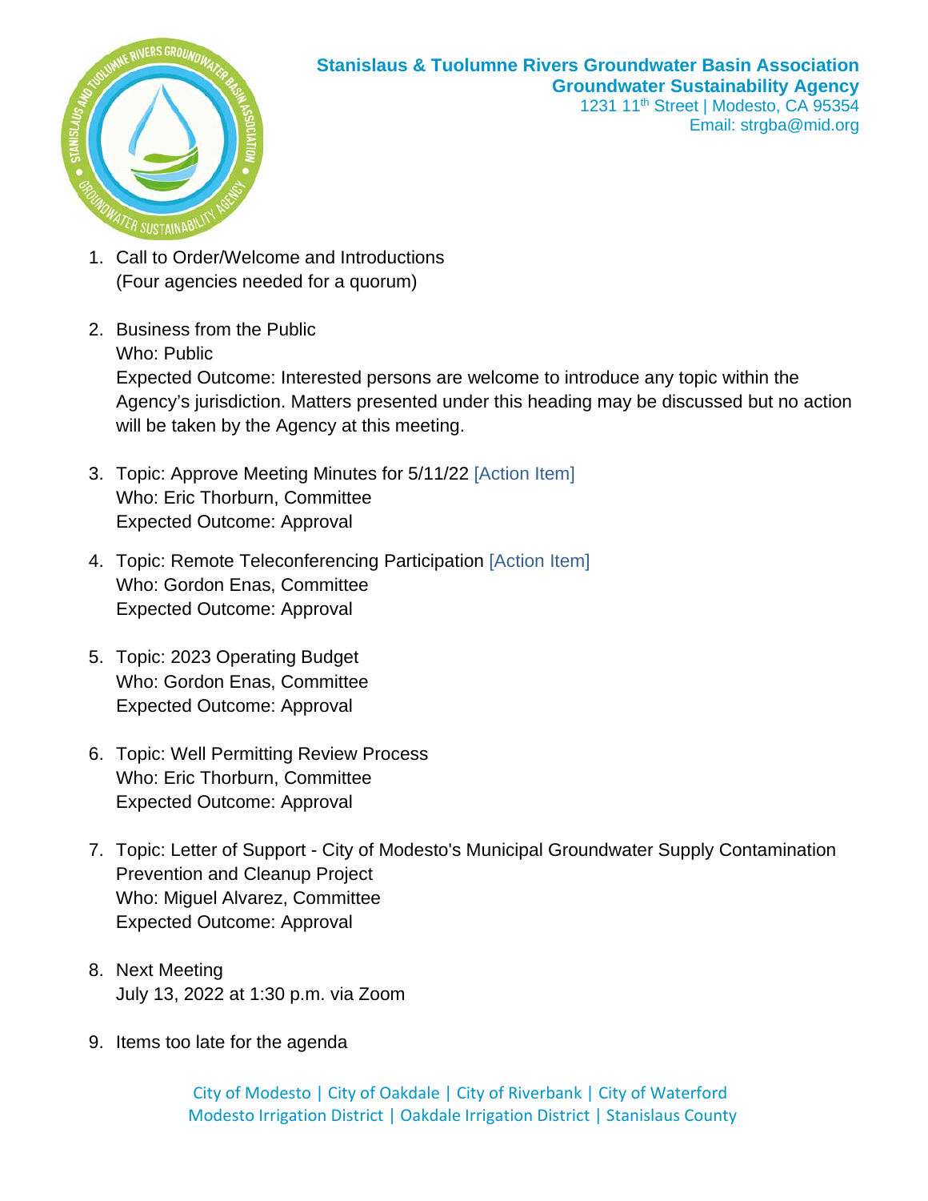**Stanislaus & Tuolumne Rivers Groundwater Basin Association**
**Groundwater Sustainability Agency**
1231 11th Street | Modesto, CA 95354
Email: strgba@mid.org

1. Call to Order/Welcome and Introductions
   (Four agencies needed for a quorum)

2. Business from the Public
   Who: Public
   Expected Outcome: Interested persons are welcome to introduce any topic within the Agency's jurisdiction. Matters presented under this heading may be discussed but no action will be taken by the Agency at this meeting.

3. Topic: Approve Meeting Minutes for 5/11/22 [Action Item]
   Who: Eric Thorburn, Committee
   Expected Outcome: Approval

4. Topic: Remote Teleconferencing Participation [Action Item]
   Who: Gordon Enas, Committee
   Expected Outcome: Approval

5. Topic: 2023 Operating Budget
   Who: Gordon Enas, Committee
   Expected Outcome: Approval

6. Topic: Well Permitting Review Process
   Who: Eric Thorburn, Committee
   Expected Outcome: Approval

7. Topic: Letter of Support - City of Modesto's Municipal Groundwater Supply Contamination Prevention and Cleanup Project
   Who: Miguel Alvarez, Committee
   Expected Outcome: Approval

8. Next Meeting
   July 13, 2022 at 1:30 p.m. via Zoom

9. Items too late for the agenda

City of Modesto | City of Oakdale | City of Riverbank | City of Waterford
Modesto Irrigation District | Oakdale Irrigation District | Stanislaus County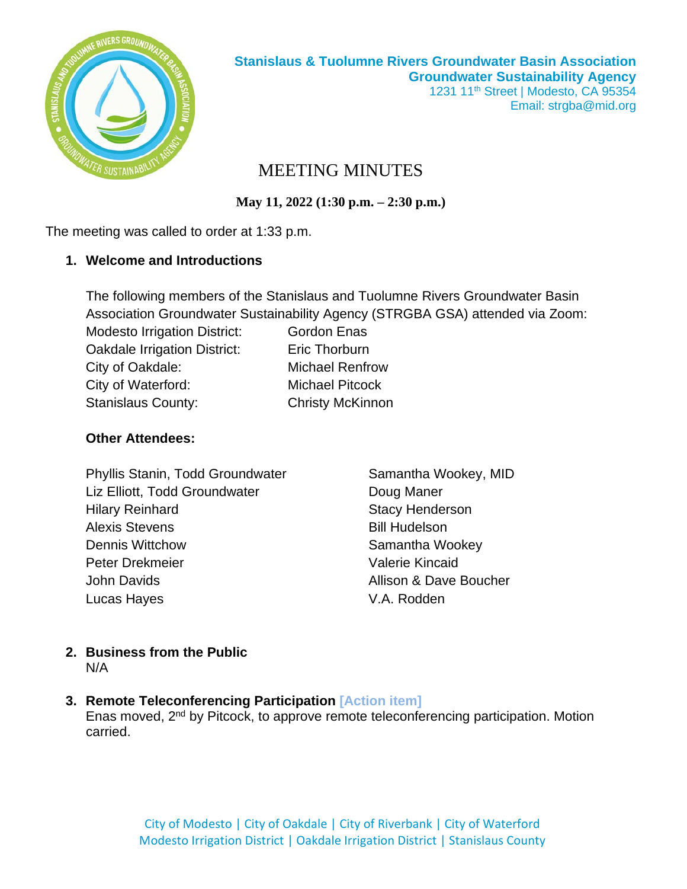**Stanislaus & Tuolumne Rivers Groundwater Basin Association**
**Groundwater Sustainability Agency**
1231 11th Street | Modesto, CA 95354
Email: strgba@mid.org

# MEETING MINUTES

**May 11, 2022 (1:30 p.m. – 2:30 p.m.)**

The meeting was called to order at 1:33 p.m.

1. **Welcome and Introductions**

   The following members of the Stanislaus and Tuolumne Rivers Groundwater Basin Association Groundwater Sustainability Agency (STRGBA GSA) attended via Zoom:

   | | |
   |---|---|
   | Modesto Irrigation District: | Gordon Enas |
   | Oakdale Irrigation District: | Eric Thorburn |
   | City of Oakdale: | Michael Renfrow |
   | City of Waterford: | Michael Pitcock |
   | Stanislaus County: | Christy McKinnon |

   **Other Attendees:**

   | | |
   |---|---|
   | Phyllis Stanin, Todd Groundwater | Samantha Wookey, MID |
   | Liz Elliott, Todd Groundwater | Doug Maner |
   | Hilary Reinhard | Stacy Henderson |
   | Alexis Stevens | Bill Hudelson |
   | Dennis Wittchow | Samantha Wookey |
   | Peter Drekmeier | Valerie Kincaid |
   | John Davids | Allison & Dave Boucher |
   | Lucas Hayes | V.A. Rodden |

2. **Business from the Public**
   N/A

3. **Remote Teleconferencing Participation** [Action item]
   Enas moved, 2nd by Pitcock, to approve remote teleconferencing participation. Motion carried.

City of Modesto | City of Oakdale | City of Riverbank | City of Waterford
Modesto Irrigation District | Oakdale Irrigation District | Stanislaus County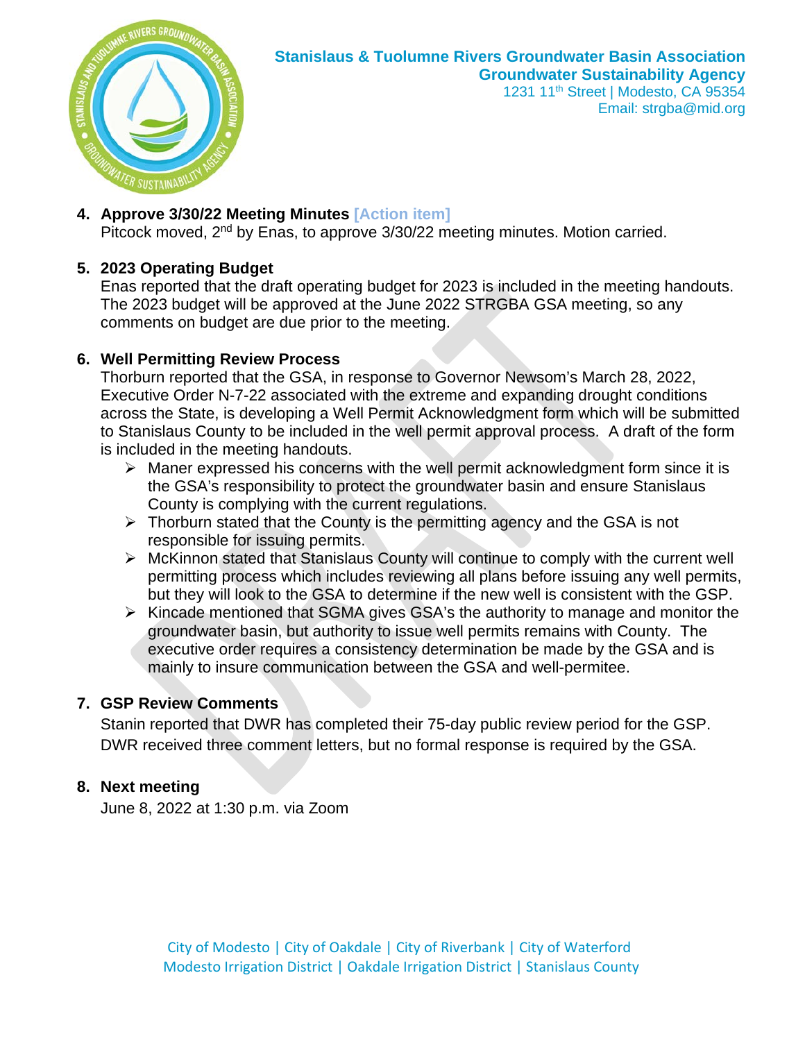**Stanislaus & Tuolumne Rivers Groundwater Basin Association**
**Groundwater Sustainability Agency**
1231 11th Street | Modesto, CA 95354
Email: strgba@mid.org

4. **Approve 3/30/22 Meeting Minutes** [Action item]
   Pitcock moved, 2nd by Enas, to approve 3/30/22 meeting minutes. Motion carried.

5. **2023 Operating Budget**
   Enas reported that the draft operating budget for 2023 is included in the meeting handouts. The 2023 budget will be approved at the June 2022 STRGBA GSA meeting, so any comments on budget are due prior to the meeting.

6. **Well Permitting Review Process**
   Thorburn reported that the GSA, in response to Governor Newsom's March 28, 2022, Executive Order N-7-22 associated with the extreme and expanding drought conditions across the State, is developing a Well Permit Acknowledgment form which will be submitted to Stanislaus County to be included in the well permit approval process. A draft of the form is included in the meeting handouts.
   - Maner expressed his concerns with the well permit acknowledgment form since it is the GSA's responsibility to protect the groundwater basin and ensure Stanislaus County is complying with the current regulations.
   - Thorburn stated that the County is the permitting agency and the GSA is not responsible for issuing permits.
   - McKinnon stated that Stanislaus County will continue to comply with the current well permitting process which includes reviewing all plans before issuing any well permits, but they will look to the GSA to determine if the new well is consistent with the GSP.
   - Kincade mentioned that SGMA gives GSA's the authority to manage and monitor the groundwater basin, but authority to issue well permits remains with County. The executive order requires a consistency determination be made by the GSA and is mainly to insure communication between the GSA and well-permitee.

7. **GSP Review Comments**
   Stanin reported that DWR has completed their 75-day public review period for the GSP. DWR received three comment letters, but no formal response is required by the GSA.

8. **Next meeting**
   June 8, 2022 at 1:30 p.m. via Zoom

City of Modesto | City of Oakdale | City of Riverbank | City of Waterford
Modesto Irrigation District | Oakdale Irrigation District | Stanislaus County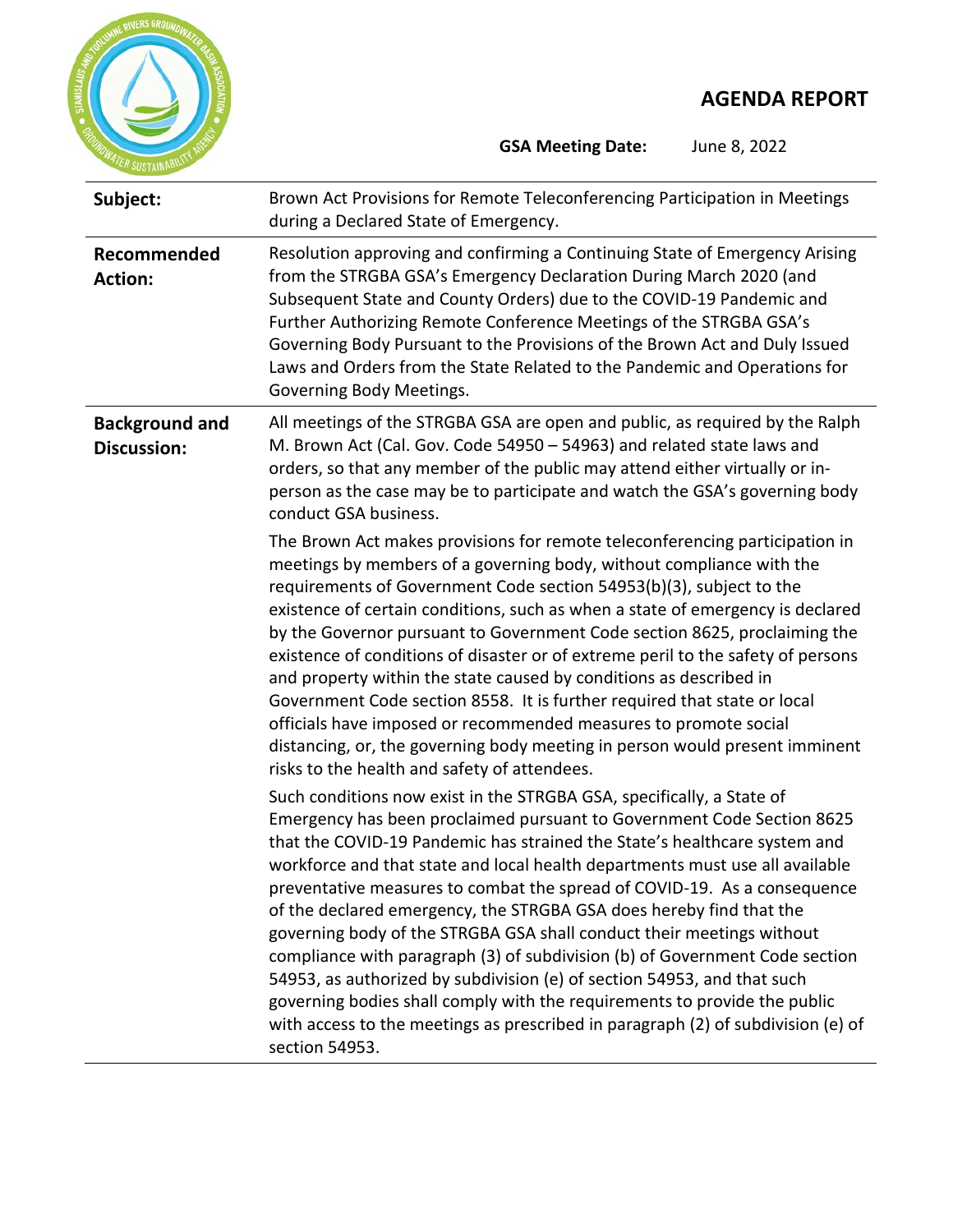# AGENDA REPORT

**GSA Meeting Date:** June 8, 2022

| | |
|---|---|
| **Subject:** | Brown Act Provisions for Remote Teleconferencing Participation in Meetings during a Declared State of Emergency. |
| **Recommended Action:** | Resolution approving and confirming a Continuing State of Emergency Arising from the STRGBA GSA's Emergency Declaration During March 2020 (and Subsequent State and County Orders) due to the COVID-19 Pandemic and Further Authorizing Remote Conference Meetings of the STRGBA GSA's Governing Body Pursuant to the Provisions of the Brown Act and Duly Issued Laws and Orders from the State Related to the Pandemic and Operations for Governing Body Meetings. |
| **Background and Discussion:** | All meetings of the STRGBA GSA are open and public, as required by the Ralph M. Brown Act (Cal. Gov. Code 54950 – 54963) and related state laws and orders, so that any member of the public may attend either virtually or in-person as the case may be to participate and watch the GSA's governing body conduct GSA business.<br><br>The Brown Act makes provisions for remote teleconferencing participation in meetings by members of a governing body, without compliance with the requirements of Government Code section 54953(b)(3), subject to the existence of certain conditions, such as when a state of emergency is declared by the Governor pursuant to Government Code section 8625, proclaiming the existence of conditions of disaster or of extreme peril to the safety of persons and property within the state caused by conditions as described in Government Code section 8558. It is further required that state or local officials have imposed or recommended measures to promote social distancing, or, the governing body meeting in person would present imminent risks to the health and safety of attendees.<br><br>Such conditions now exist in the STRGBA GSA, specifically, a State of Emergency has been proclaimed pursuant to Government Code Section 8625 that the COVID-19 Pandemic has strained the State's healthcare system and workforce and that state and local health departments must use all available preventative measures to combat the spread of COVID-19. As a consequence of the declared emergency, the STRGBA GSA does hereby find that the governing body of the STRGBA GSA shall conduct their meetings without compliance with paragraph (3) of subdivision (b) of Government Code section 54953, as authorized by subdivision (e) of section 54953, and that such governing bodies shall comply with the requirements to provide the public with access to the meetings as prescribed in paragraph (2) of subdivision (e) of section 54953. |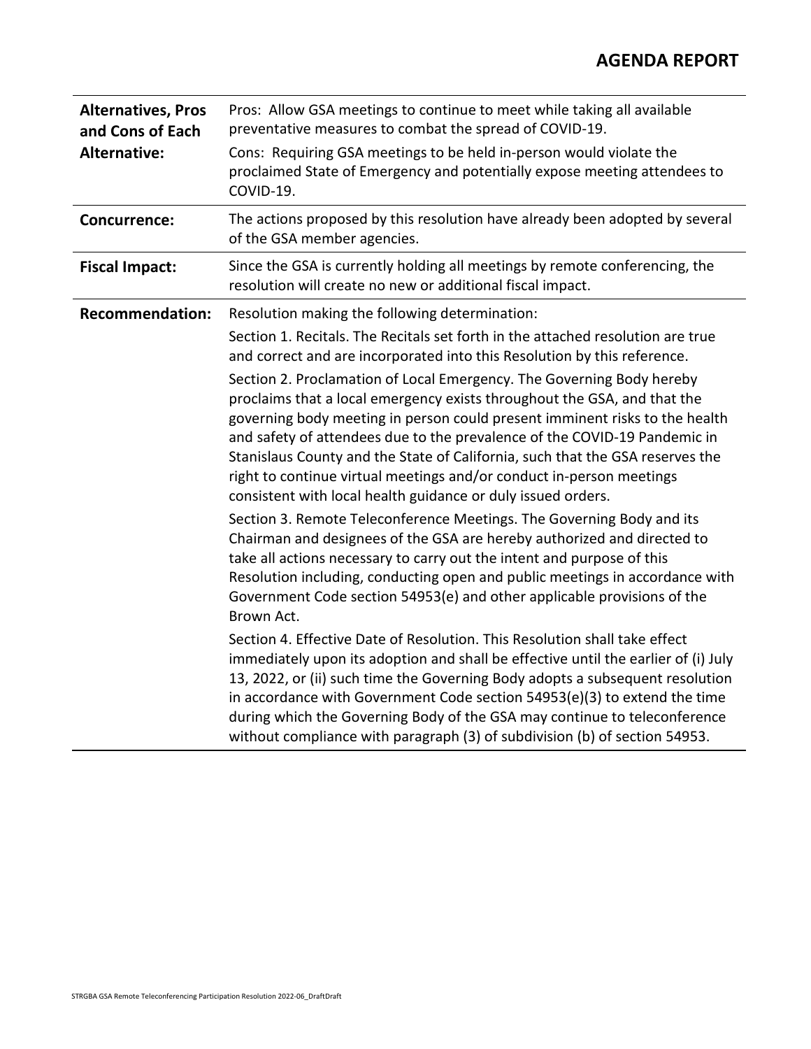# AGENDA REPORT

| | |
|---|---|
| **Alternatives, Pros and Cons of Each Alternative:** | Pros: Allow GSA meetings to continue to meet while taking all available preventative measures to combat the spread of COVID-19.<br><br>Cons: Requiring GSA meetings to be held in-person would violate the proclaimed State of Emergency and potentially expose meeting attendees to COVID-19. |
| **Concurrence:** | The actions proposed by this resolution have already been adopted by several of the GSA member agencies. |
| **Fiscal Impact:** | Since the GSA is currently holding all meetings by remote conferencing, the resolution will create no new or additional fiscal impact. |
| **Recommendation:** | Resolution making the following determination:<br><br>Section 1. Recitals. The Recitals set forth in the attached resolution are true and correct and are incorporated into this Resolution by this reference.<br><br>Section 2. Proclamation of Local Emergency. The Governing Body hereby proclaims that a local emergency exists throughout the GSA, and that the governing body meeting in person could present imminent risks to the health and safety of attendees due to the prevalence of the COVID-19 Pandemic in Stanislaus County and the State of California, such that the GSA reserves the right to continue virtual meetings and/or conduct in-person meetings consistent with local health guidance or duly issued orders.<br><br>Section 3. Remote Teleconference Meetings. The Governing Body and its Chairman and designees of the GSA are hereby authorized and directed to take all actions necessary to carry out the intent and purpose of this Resolution including, conducting open and public meetings in accordance with Government Code section 54953(e) and other applicable provisions of the Brown Act.<br><br>Section 4. Effective Date of Resolution. This Resolution shall take effect immediately upon its adoption and shall be effective until the earlier of (i) July 13, 2022, or (ii) such time the Governing Body adopts a subsequent resolution in accordance with Government Code section 54953(e)(3) to extend the time during which the Governing Body of the GSA may continue to teleconference without compliance with paragraph (3) of subdivision (b) of section 54953. |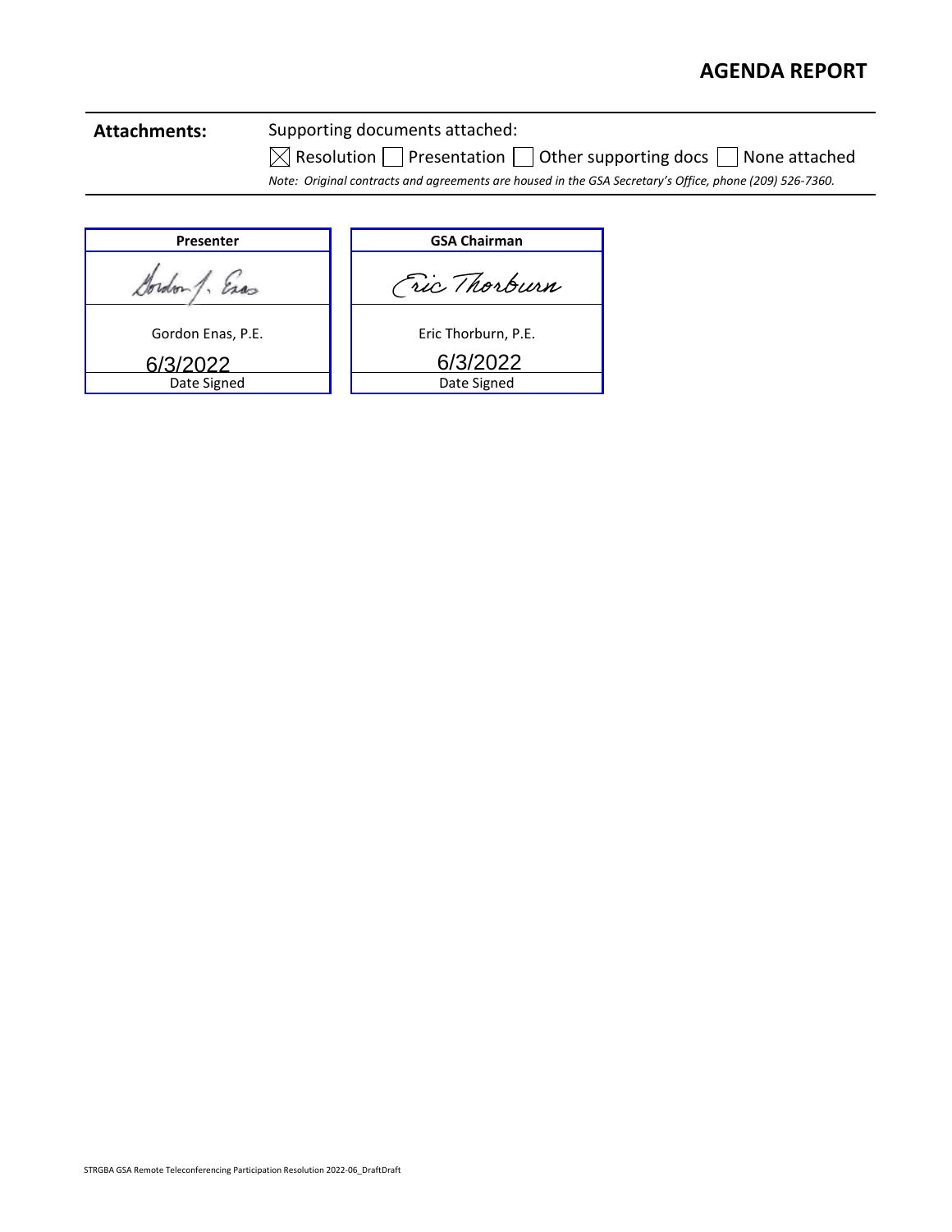## AGENDA REPORT

| **Attachments:** | Supporting documents attached: |
|---|---|
| | ☒ Resolution ☐ Presentation ☐ Other supporting docs ☐ None attached |
| | *Note: Original contracts and agreements are housed in the GSA Secretary's Office, phone (209) 526-7360.* |

| **Presenter** |
|---|
| Gordon 1. Enas |
| Gordon Enas, P.E. |
| 6/3/2022 |
| Date Signed |

| **GSA Chairman** |
|---|
| Eric Thorburn |
| Eric Thorburn, P.E. |
| 6/3/2022 |
| Date Signed |

STRGBA GSA Remote Teleconferencing Participation Resolution 2022-06_DraftDraft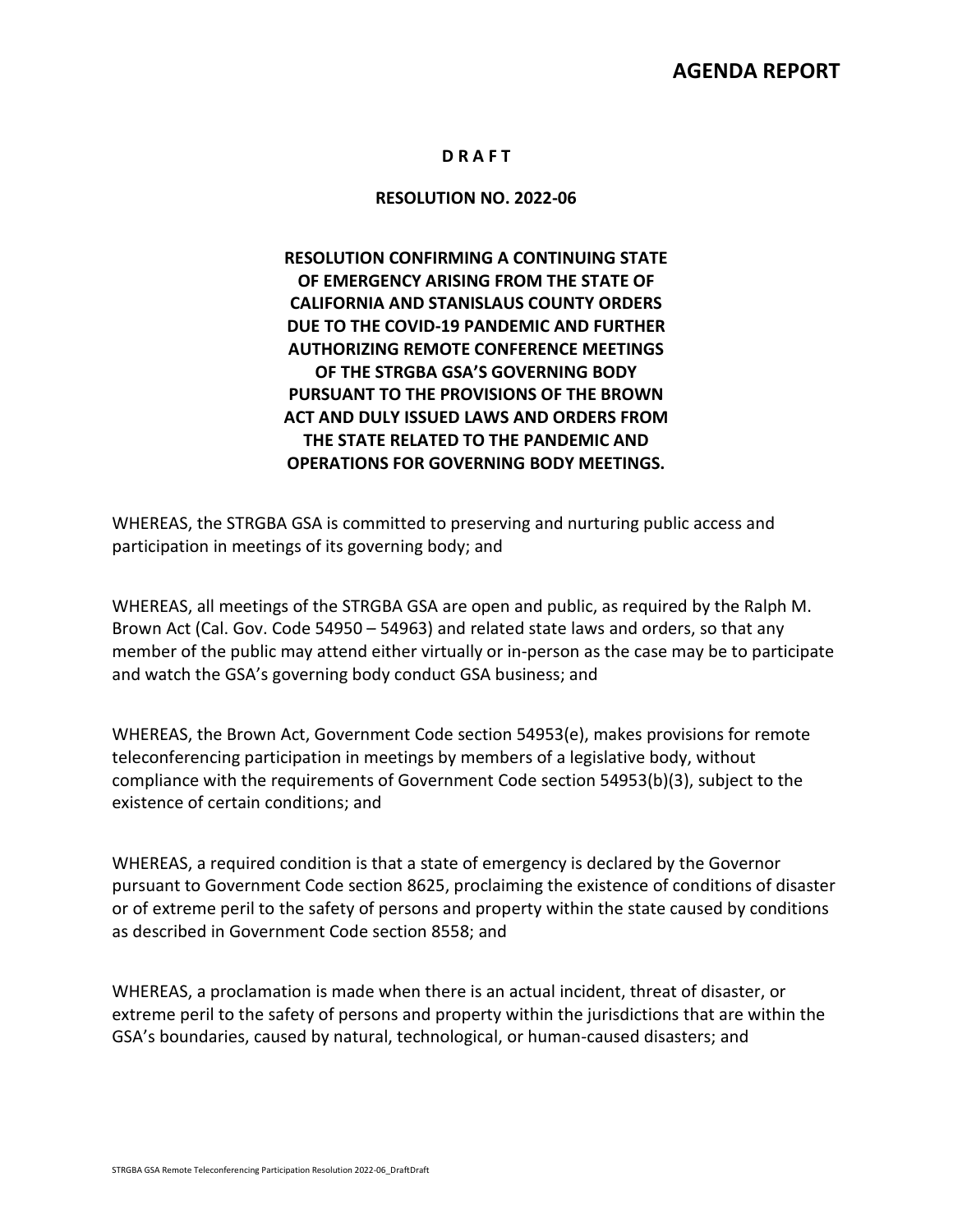**D R A F T**

**RESOLUTION NO. 2022-06**

**RESOLUTION CONFIRMING A CONTINUING STATE OF EMERGENCY ARISING FROM THE STATE OF CALIFORNIA AND STANISLAUS COUNTY ORDERS DUE TO THE COVID-19 PANDEMIC AND FURTHER AUTHORIZING REMOTE CONFERENCE MEETINGS OF THE STRGBA GSA'S GOVERNING BODY PURSUANT TO THE PROVISIONS OF THE BROWN ACT AND DULY ISSUED LAWS AND ORDERS FROM THE STATE RELATED TO THE PANDEMIC AND OPERATIONS FOR GOVERNING BODY MEETINGS.**

WHEREAS, the STRGBA GSA is committed to preserving and nurturing public access and participation in meetings of its governing body; and

WHEREAS, all meetings of the STRGBA GSA are open and public, as required by the Ralph M. Brown Act (Cal. Gov. Code 54950 – 54963) and related state laws and orders, so that any member of the public may attend either virtually or in-person as the case may be to participate and watch the GSA's governing body conduct GSA business; and

WHEREAS, the Brown Act, Government Code section 54953(e), makes provisions for remote teleconferencing participation in meetings by members of a legislative body, without compliance with the requirements of Government Code section 54953(b)(3), subject to the existence of certain conditions; and

WHEREAS, a required condition is that a state of emergency is declared by the Governor pursuant to Government Code section 8625, proclaiming the existence of conditions of disaster or of extreme peril to the safety of persons and property within the state caused by conditions as described in Government Code section 8558; and

WHEREAS, a proclamation is made when there is an actual incident, threat of disaster, or extreme peril to the safety of persons and property within the jurisdictions that are within the GSA's boundaries, caused by natural, technological, or human-caused disasters; and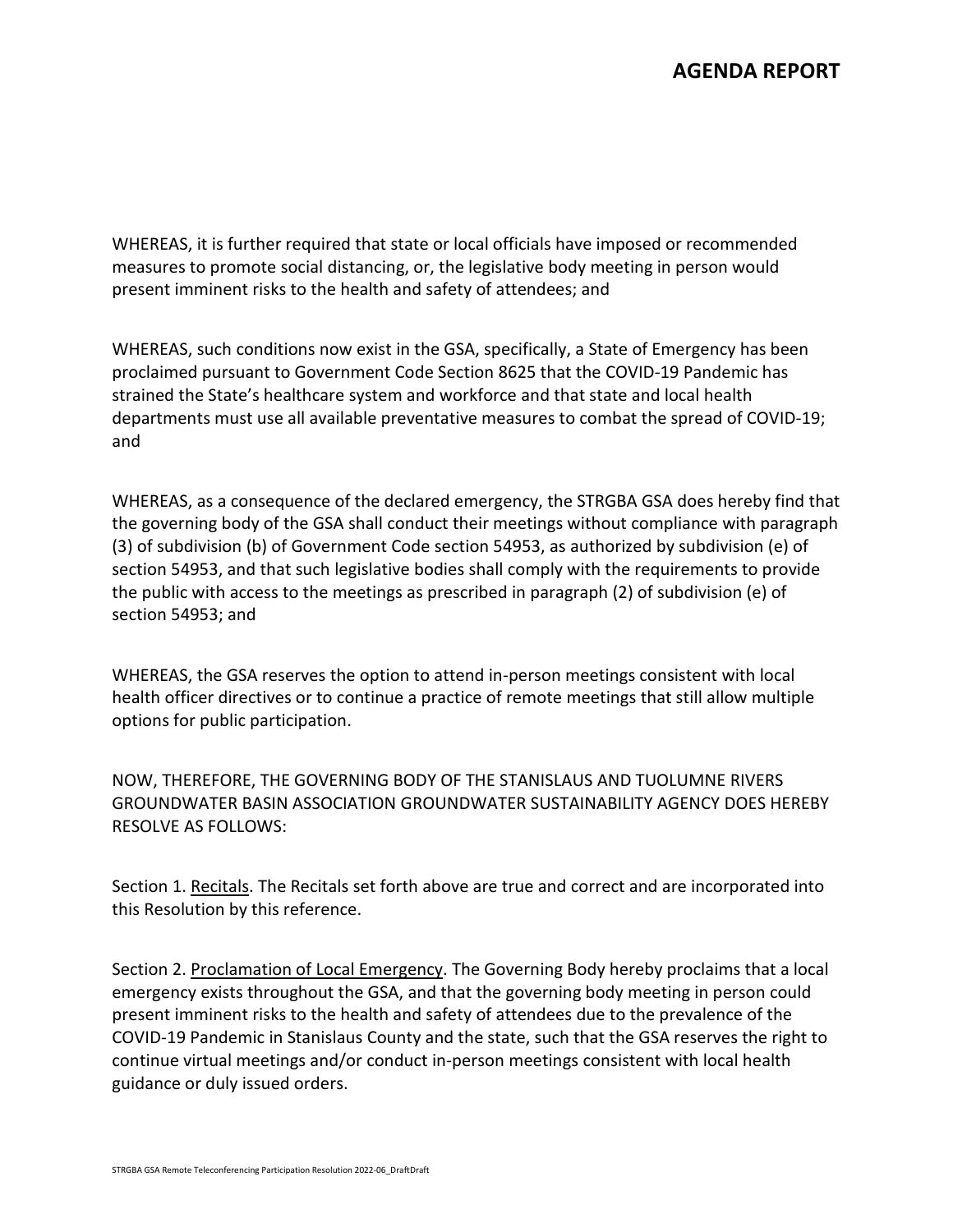WHEREAS, it is further required that state or local officials have imposed or recommended measures to promote social distancing, or, the legislative body meeting in person would present imminent risks to the health and safety of attendees; and

WHEREAS, such conditions now exist in the GSA, specifically, a State of Emergency has been proclaimed pursuant to Government Code Section 8625 that the COVID-19 Pandemic has strained the State's healthcare system and workforce and that state and local health departments must use all available preventative measures to combat the spread of COVID-19; and

WHEREAS, as a consequence of the declared emergency, the STRGBA GSA does hereby find that the governing body of the GSA shall conduct their meetings without compliance with paragraph (3) of subdivision (b) of Government Code section 54953, as authorized by subdivision (e) of section 54953, and that such legislative bodies shall comply with the requirements to provide the public with access to the meetings as prescribed in paragraph (2) of subdivision (e) of section 54953; and

WHEREAS, the GSA reserves the option to attend in-person meetings consistent with local health officer directives or to continue a practice of remote meetings that still allow multiple options for public participation.

NOW, THEREFORE, THE GOVERNING BODY OF THE STANISLAUS AND TUOLUMNE RIVERS GROUNDWATER BASIN ASSOCIATION GROUNDWATER SUSTAINABILITY AGENCY DOES HEREBY RESOLVE AS FOLLOWS:

Section 1. Recitals. The Recitals set forth above are true and correct and are incorporated into this Resolution by this reference.

Section 2. Proclamation of Local Emergency. The Governing Body hereby proclaims that a local emergency exists throughout the GSA, and that the governing body meeting in person could present imminent risks to the health and safety of attendees due to the prevalence of the COVID-19 Pandemic in Stanislaus County and the state, such that the GSA reserves the right to continue virtual meetings and/or conduct in-person meetings consistent with local health guidance or duly issued orders.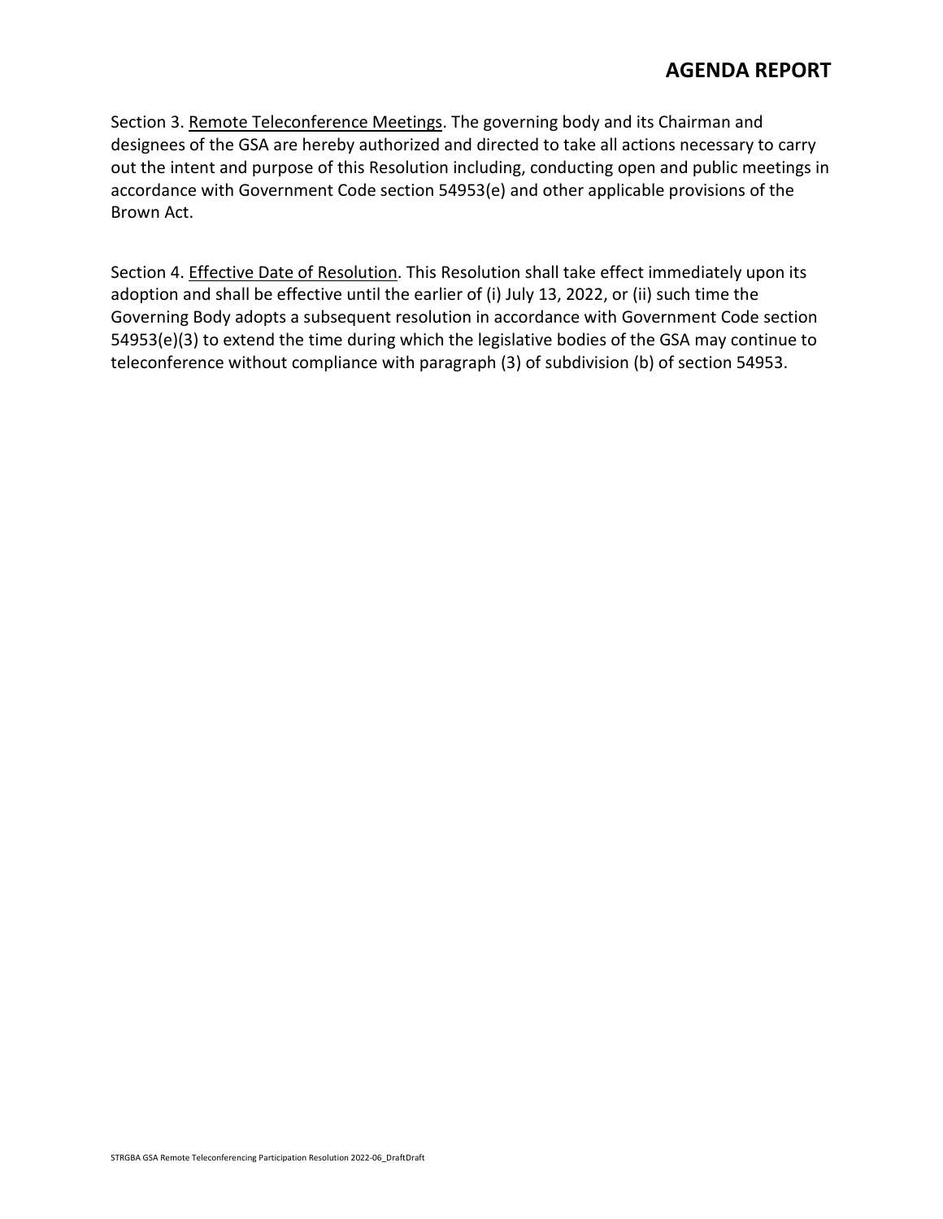Section 3. Remote Teleconference Meetings. The governing body and its Chairman and designees of the GSA are hereby authorized and directed to take all actions necessary to carry out the intent and purpose of this Resolution including, conducting open and public meetings in accordance with Government Code section 54953(e) and other applicable provisions of the Brown Act.

Section 4. Effective Date of Resolution. This Resolution shall take effect immediately upon its adoption and shall be effective until the earlier of (i) July 13, 2022, or (ii) such time the Governing Body adopts a subsequent resolution in accordance with Government Code section 54953(e)(3) to extend the time during which the legislative bodies of the GSA may continue to teleconference without compliance with paragraph (3) of subdivision (b) of section 54953.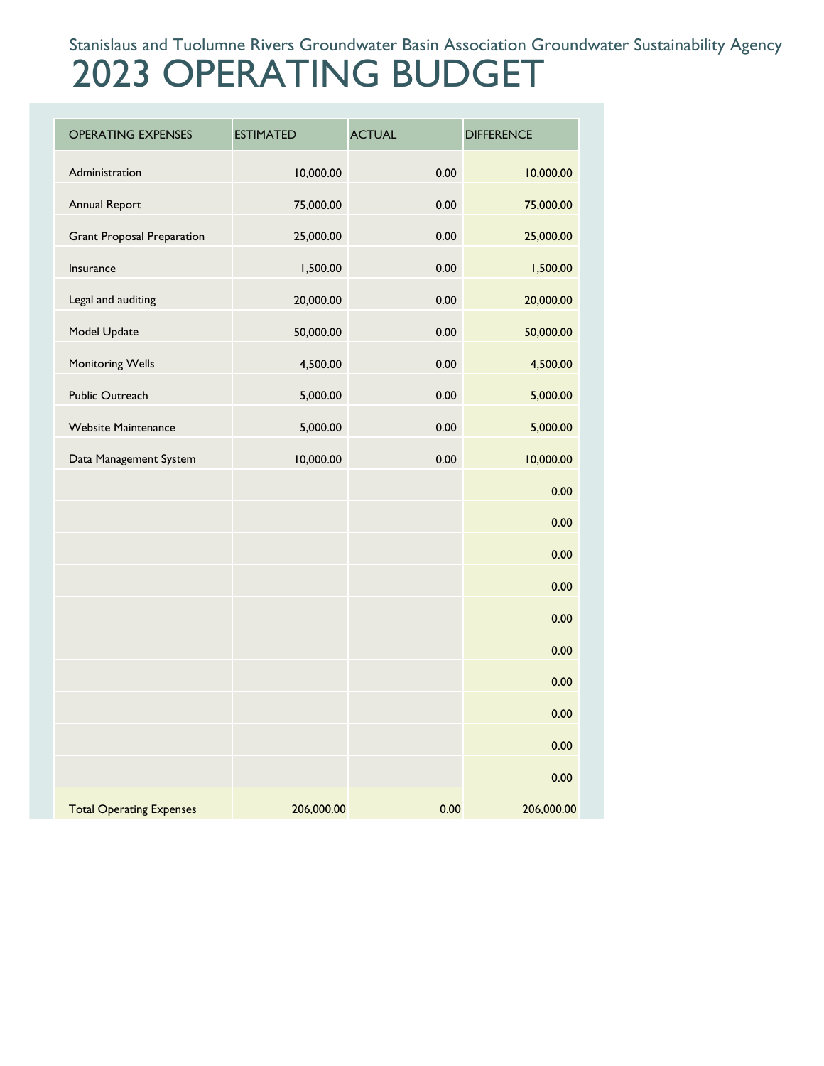Stanislaus and Tuolumne Rivers Groundwater Basin Association Groundwater Sustainability Agency

# 2023 OPERATING BUDGET

| OPERATING EXPENSES | ESTIMATED | ACTUAL | DIFFERENCE |
|---|---|---|---|
| Administration | 10,000.00 | 0.00 | 10,000.00 |
| Annual Report | 75,000.00 | 0.00 | 75,000.00 |
| Grant Proposal Preparation | 25,000.00 | 0.00 | 25,000.00 |
| Insurance | 1,500.00 | 0.00 | 1,500.00 |
| Legal and auditing | 20,000.00 | 0.00 | 20,000.00 |
| Model Update | 50,000.00 | 0.00 | 50,000.00 |
| Monitoring Wells | 4,500.00 | 0.00 | 4,500.00 |
| Public Outreach | 5,000.00 | 0.00 | 5,000.00 |
| Website Maintenance | 5,000.00 | 0.00 | 5,000.00 |
| Data Management System | 10,000.00 | 0.00 | 10,000.00 |
| | | | 0.00 |
| | | | 0.00 |
| | | | 0.00 |
| | | | 0.00 |
| | | | 0.00 |
| | | | 0.00 |
| | | | 0.00 |
| | | | 0.00 |
| | | | 0.00 |
| | | | 0.00 |
| Total Operating Expenses | 206,000.00 | 0.00 | 206,000.00 |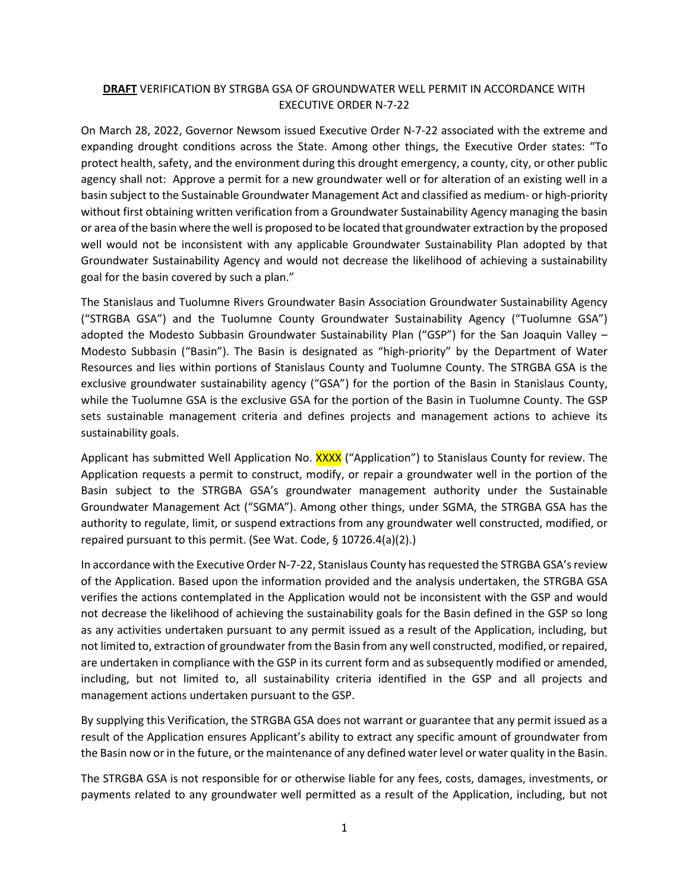**DRAFT** VERIFICATION BY STRGBA GSA OF GROUNDWATER WELL PERMIT IN ACCORDANCE WITH EXECUTIVE ORDER N-7-22

On March 28, 2022, Governor Newsom issued Executive Order N-7-22 associated with the extreme and expanding drought conditions across the State. Among other things, the Executive Order states: "To protect health, safety, and the environment during this drought emergency, a county, city, or other public agency shall not: Approve a permit for a new groundwater well or for alteration of an existing well in a basin subject to the Sustainable Groundwater Management Act and classified as medium- or high-priority without first obtaining written verification from a Groundwater Sustainability Agency managing the basin or area of the basin where the well is proposed to be located that groundwater extraction by the proposed well would not be inconsistent with any applicable Groundwater Sustainability Plan adopted by that Groundwater Sustainability Agency and would not decrease the likelihood of achieving a sustainability goal for the basin covered by such a plan."

The Stanislaus and Tuolumne Rivers Groundwater Basin Association Groundwater Sustainability Agency ("STRGBA GSA") and the Tuolumne County Groundwater Sustainability Agency ("Tuolumne GSA") adopted the Modesto Subbasin Groundwater Sustainability Plan ("GSP") for the San Joaquin Valley – Modesto Subbasin ("Basin"). The Basin is designated as "high-priority" by the Department of Water Resources and lies within portions of Stanislaus County and Tuolumne County. The STRGBA GSA is the exclusive groundwater sustainability agency ("GSA") for the portion of the Basin in Stanislaus County, while the Tuolumne GSA is the exclusive GSA for the portion of the Basin in Tuolumne County. The GSP sets sustainable management criteria and defines projects and management actions to achieve its sustainability goals.

Applicant has submitted Well Application No. XXXX ("Application") to Stanislaus County for review. The Application requests a permit to construct, modify, or repair a groundwater well in the portion of the Basin subject to the STRGBA GSA's groundwater management authority under the Sustainable Groundwater Management Act ("SGMA"). Among other things, under SGMA, the STRGBA GSA has the authority to regulate, limit, or suspend extractions from any groundwater well constructed, modified, or repaired pursuant to this permit. (See Wat. Code, § 10726.4(a)(2).)

In accordance with the Executive Order N-7-22, Stanislaus County has requested the STRGBA GSA's review of the Application. Based upon the information provided and the analysis undertaken, the STRGBA GSA verifies the actions contemplated in the Application would not be inconsistent with the GSP and would not decrease the likelihood of achieving the sustainability goals for the Basin defined in the GSP so long as any activities undertaken pursuant to any permit issued as a result of the Application, including, but not limited to, extraction of groundwater from the Basin from any well constructed, modified, or repaired, are undertaken in compliance with the GSP in its current form and as subsequently modified or amended, including, but not limited to, all sustainability criteria identified in the GSP and all projects and management actions undertaken pursuant to the GSP.

By supplying this Verification, the STRGBA GSA does not warrant or guarantee that any permit issued as a result of the Application ensures Applicant's ability to extract any specific amount of groundwater from the Basin now or in the future, or the maintenance of any defined water level or water quality in the Basin.

The STRGBA GSA is not responsible for or otherwise liable for any fees, costs, damages, investments, or payments related to any groundwater well permitted as a result of the Application, including, but not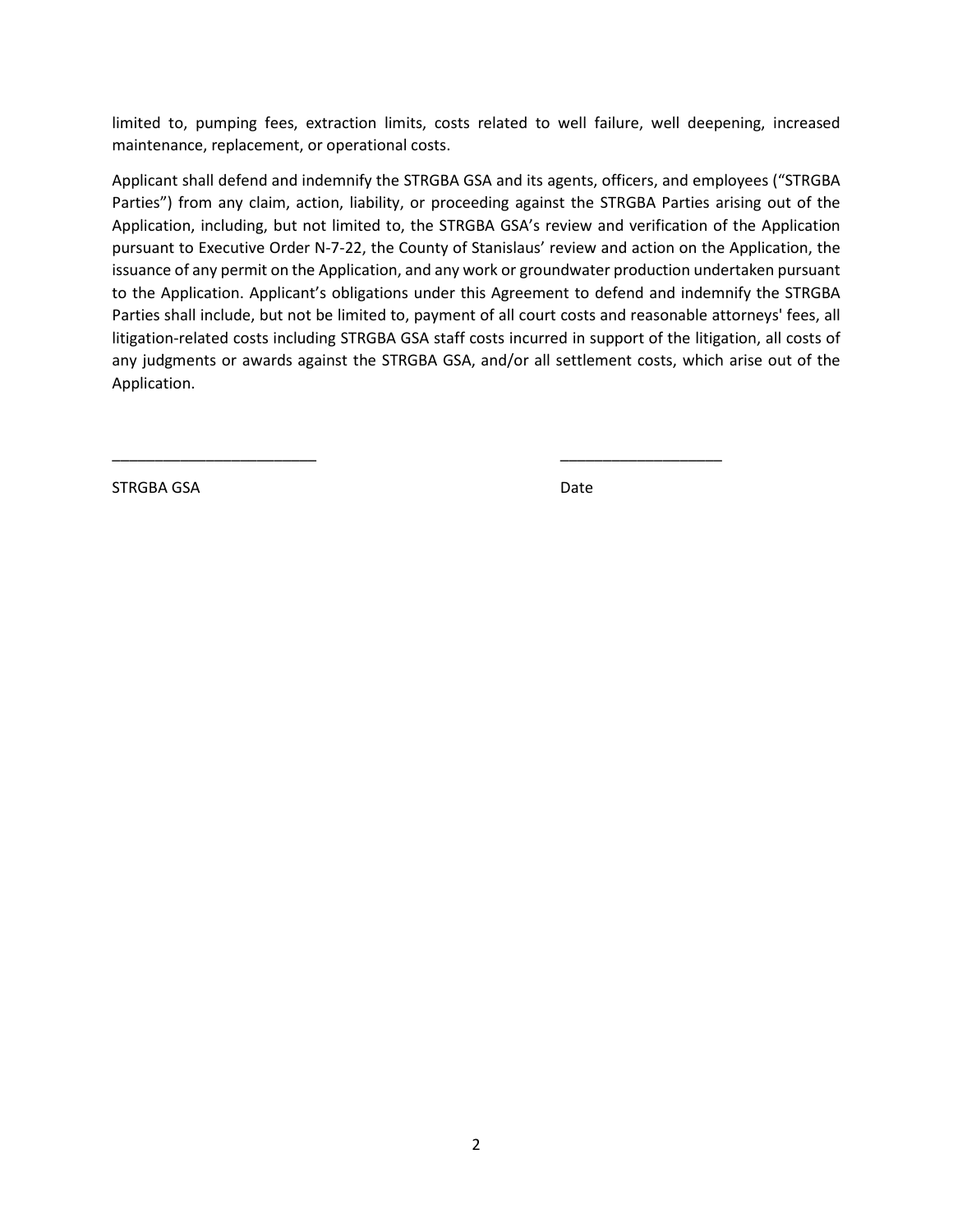limited to, pumping fees, extraction limits, costs related to well failure, well deepening, increased maintenance, replacement, or operational costs.

Applicant shall defend and indemnify the STRGBA GSA and its agents, officers, and employees ("STRGBA Parties") from any claim, action, liability, or proceeding against the STRGBA Parties arising out of the Application, including, but not limited to, the STRGBA GSA's review and verification of the Application pursuant to Executive Order N-7-22, the County of Stanislaus' review and action on the Application, the issuance of any permit on the Application, and any work or groundwater production undertaken pursuant to the Application. Applicant's obligations under this Agreement to defend and indemnify the STRGBA Parties shall include, but not be limited to, payment of all court costs and reasonable attorneys' fees, all litigation-related costs including STRGBA GSA staff costs incurred in support of the litigation, all costs of any judgments or awards against the STRGBA GSA, and/or all settlement costs, which arise out of the Application.

________________________ ___________________

STRGBA GSA Date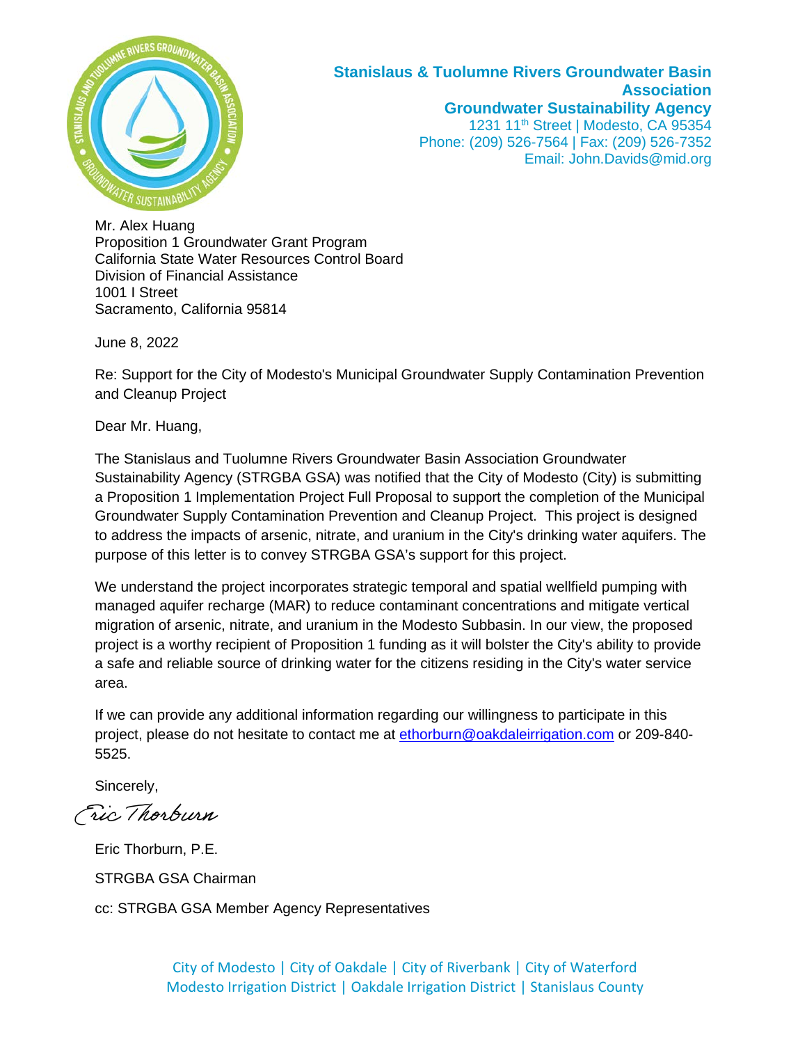**Stanislaus & Tuolumne Rivers Groundwater Basin Association**
**Groundwater Sustainability Agency**
1231 11th Street | Modesto, CA 95354
Phone: (209) 526-7564 | Fax: (209) 526-7352
Email: John.Davids@mid.org

Mr. Alex Huang
Proposition 1 Groundwater Grant Program
California State Water Resources Control Board
Division of Financial Assistance
1001 I Street
Sacramento, California 95814

June 8, 2022

Re: Support for the City of Modesto's Municipal Groundwater Supply Contamination Prevention and Cleanup Project

Dear Mr. Huang,

The Stanislaus and Tuolumne Rivers Groundwater Basin Association Groundwater Sustainability Agency (STRGBA GSA) was notified that the City of Modesto (City) is submitting a Proposition 1 Implementation Project Full Proposal to support the completion of the Municipal Groundwater Supply Contamination Prevention and Cleanup Project. This project is designed to address the impacts of arsenic, nitrate, and uranium in the City's drinking water aquifers. The purpose of this letter is to convey STRGBA GSA's support for this project.

We understand the project incorporates strategic temporal and spatial wellfield pumping with managed aquifer recharge (MAR) to reduce contaminant concentrations and mitigate vertical migration of arsenic, nitrate, and uranium in the Modesto Subbasin. In our view, the proposed project is a worthy recipient of Proposition 1 funding as it will bolster the City's ability to provide a safe and reliable source of drinking water for the citizens residing in the City's water service area.

If we can provide any additional information regarding our willingness to participate in this project, please do not hesitate to contact me at ethorburn@oakdaleirrigation.com or 209-840-5525.

Sincerely,

Eric Thorburn

Eric Thorburn, P.E.

STRGBA GSA Chairman

cc: STRGBA GSA Member Agency Representatives

City of Modesto | City of Oakdale | City of Riverbank | City of Waterford
Modesto Irrigation District | Oakdale Irrigation District | Stanislaus County